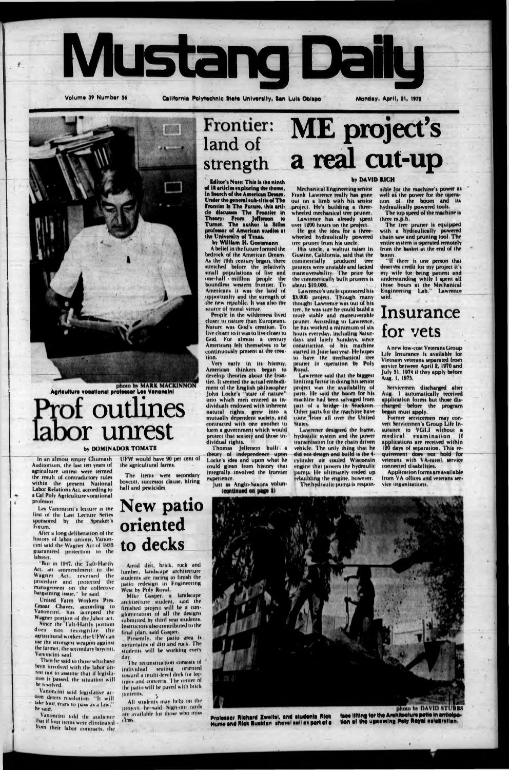# Mustang Daily

Volume 39 Number 56 — California Polytechnic State University, San Luis Obispo — Monday, April 21, 1975

photo by MARK MACKINNON
Agriculture vocational professor Les Vanoncini

# Prof outlines labor unrest

by DOMINADOR TOMATE

In an almost empty Chumash Auditorium, the last ten years of agriculture unrest were termed the result of contradictory rules within the present National Labor Relations Act, according to a Cal Poly Agriculture vocational professor.

Les Vanoncini's lecture is the first of the Last Lecture Series sponsored by the Speaker's Forum.

After a long deliberation of the history of labor unions, Vanoncini said the Wagner Act of 1935 guaranteed protection to the laborer.

"But in 1947, the Taft-Hartly Act, an ammendment to the Wagner Act, reversed the procedure and protected the management on the collective bargaining issue," he said.

United Farm Workers Pres. Ceasar Chavez, according to Vanoncini, has accepted the Wagner portion of the labor act.

Since the Taft-Hartly portion does not recognize the agricultural worker, the UFW can use the strongest weapon against the farmer, the secondary boycott, Vanoncini said.

Then he said to those who have been involved with the labor unrest not to assume that if legislation is passed, the situation will be resolved.

Vanoncini said legislative action deters resolution. "It will take four years to pass as a law," he said.

Vanoncini told the audience that if four items were eliminated from their labor contracts, the UFW would have 90 per cent of the agricultural farms.

The items were secondary boycott, successor clause, hiring hall and pesticides.

# New patio oriented to decks

Amid dirt, brick, rock and lumber, landscape architecture students are racing to finish the patio redesign in Engineering West by Poly Royal.

Mike Gasper, a landscape architecture student, said the finished project will be a conglomeration of all the designs submitted by third year students. Instructors also contributed to the final plan, said Gasper.

Presently, the patio area is mountains of dirt and rock. The students will be working every day.

The reconstruction consists of individual seating oriented toward a multi-level deck for lectures and concerts. The center of the patio will be paved with brick patterns.

All students may help on the project, he said. Sign-out cards are available for those who miss class.

# Frontier: land of strength

**Editor's Note: This is the ninth of 16 articles exploring the theme, In Search of the American Dream. Under the general sub-title of The Frontier Is The Future, this article discusses The Frontier in Theory: From Jefferson to Turner. The author is Stiles professor of American studies at the University of Texas.**

**by William H. Goetzmann**

A belief in the future formed the bedrock of the American Dream. As the 19th century began, there stretched before the relatively small populations of five and one-half million people the boundless western frontier. To Americans it was the land of opportunity and the strength of the new republic. It was also the source of moral virtue.

People in the wilderness lived closer to nature than Europeans. Nature was God's creation. To live closer to it was to live closer to God. For almost a century Americans felt themselves to be continuously present at the creation.

Very early in its history, American thinkers began to develop theories about the frontier. It seemed the actual embodiment of the English philosopher John Locke's "state of nature" into which men entered as individuals endowed with inherent natural rights, grew into a mutually dependent society, and contracted with one another to form a government which would protect that society and those individual rights.

Thomas Jefferson built a theory of independence upon Locke's idea and upon what he could glean from history that integrally involved the frontier experience.

Just as Anglo-Saxons volun-

**(continued on page 3)**

# ME project's a real cut-up

by DAVID RICH

Mechanical Engineering senior Frank Lawrence really has gone out on a limb with his senior project. He's building a three-wheeled mechanical tree pruner.

Lawrence has already spent over 1200 hours on the project.

He got the idea for a three-wheeled hydraulically powered tree pruner from his uncle.

His uncle, a walnut raiser in Gustine, California, said that the commercially produced tree pruners were unstable and lacked maneuverability. The price for the commercially built pruners is about $10,000.

Lawrence's uncle sponsored his $3,000 project. Though many thought Lawrence was out of his tree, he was sure he could build a more stable and maneuverable pruner. According to Lawrence, he has worked a minimum of six hours everyday, including Saturdays and lately Sundays, since construction of his machine started in June last year. He hopes to have the mechanical tree pruner in operation by Poly Royal.

Lawrence said that the biggest limiting factor in doing his senior project was the availability of parts. He said the boom for his machine had been salvaged from part of a bridge in Stockton. Other parts for the machine have come from all over the United States.

Lawrence designed the frame, hydraulic system and the power transmission for the chain driven vehicle. The only thing that he did not design and build is the 4-cylinder air cooled Wisconsin engine that powers the hydraulic pumps. He ultimately ended up rebuilding the engine, however.

The hydraulic pump is responsible for the machine's power as well as the power for the operation of the boom and its hydraulically powered tools.

The top speed of the machine is three m.p.h.

The tree pruner is equipped with a hydraulically powered chain saw and pruning tool. The entire system is operated remotely from the basket at the end of the boom.

"If there is one person that deserves credit for my project it's my wife for being patient and understanding while I spent all those hours at the Mechanical Engineering Lab," Lawrence said.

# Insurance for vets

A new low-cost Veterans Group Life Insurance is available for Vietnam veterans separated from service between April 2, 1970 and July 31, 1974 if they apply before Aug. 1, 1975.

Servicemen discharged after Aug. 1 automatically received application forms but those discharged before the program began must apply.

Former servicemen may convert Servicemen's Group Life Insurance to VGLI without a medical examination if applications are received within 120 days of separation. This requirement does not hold for veterans with VA-rated service connected disabilities.

Application forms are available from VA offices and veterans service organizations.

photo by DAVID STUBBS
Professor Richard Zweifel, and students Rick Hume and Rick Buskian shovel soil as part of a face lifting for the Architecture patio in anticipation of the upcoming Poly Royal celebration.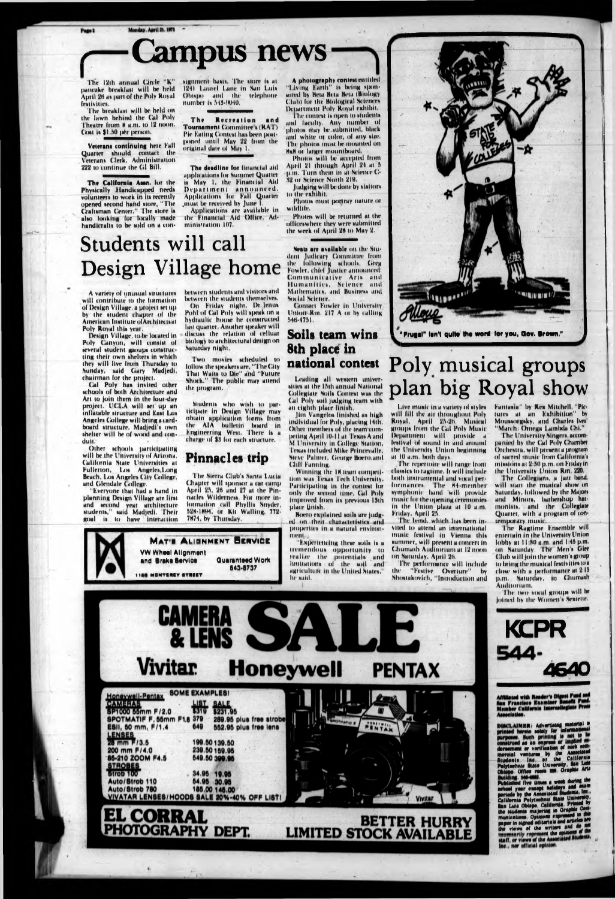# Campus news

The 12th annual Circle "K" pancake breakfast will be held April 26 as part of the Poly Royal festivities.

The breakfast will be held on the lawn behind the Cal Poly Theatre from 8 a.m. to 12 noon. Cost is $1.50 per person.

**Veterans continuing** here Fall Quarter should contact the Veterans Clerk, Administration 222 to continue the GI Bill.

**The California Assn.** for the Physically Handicapped needs volunteers to work in its recently opened second hand store, "The Craftsman Center." The store is also looking for locally made handicrafts to be sold on a consignment basis. The store is at 1241 Laurel Lane in San Luis Obispo and the telephone number is 543-9040.

**The Recreation and Tournament** Committee's (RAT) Pie Eating Contest has been postponed until May 22 from the original date of May 1.

**The deadline for** financial aid applications for Summer Quarter is May 1, the Financial Aid Department announced. Applications for Fall Quarter must be received by June 1.

Applications are available in the Financial Aid Office, Administration 107.

**A photography contest** entitled "Living Earth" is being sponsored by Beta Beta Beta (Biology Club) for the Biological Sciences Department Poly Royal exhibit.

The contest is open to students and faculty. Any number of photos may be submitted, black and white or color, of any size. The photos must be mounted on 8x8 or larger mountboard.

Photos will be accepted from April 21 through April 24 at 5 p.m. Turn them in at Science C-52 or Science North 219.

Judging will be done by visitors to the exhibit.

Photos must portray nature or wildlife.

Photos will be returned at the offices where they were submitted the week of April 28 to May 2.

**Seats are available** on the Student Judiciary Committee from the following schools, Greg Fowler, chief Justice announced: Communicative Arts and Humanities, Science and Mathematics, and Business and Social Science.

Contact Fowler in University Union Rm. 217 A or by calling 546-4751.

## Students will call Design Village home

A variety of unusual structures will contribute to the formation of Design Village, a project set up by the student chapter of the American Institute of Architects at Poly Royal this year.

Design Village, to be located in Poly Canyon, will consist of several student groups constructing their own shelters in which they will live from Thursday to Sunday, said Gary Madjedi, chairman for the project.

Cal Poly has invited other schools of both Architecture and Art to join them in the four-day project. UCLA will set up an inflatable structure and East Los Angeles College will bring a cardboard structure. Madjedi's own shelter will be of wood and conduit.

Other schools participating will be the University of Arizona, California State Universities at Fullerton, Los Angeles, Long Beach, Los Angeles City College, and Glendale College.

"Everyone that had a hand in planning Design Village are first and second year architecture students," said Madjedi. Their goal is to have interaction between students and visitors and between the students themselves.

On Friday night, Dr. Jenus Pohl of Cal Poly will speak on a hydraulic house he constructed last quarter. Another speaker will discuss the relation of cellular biology to architectural design on Saturday night.

Two movies scheduled to follow the speakers are, "The City That Waits to Die" and "Future Shock." The public may attend the program.

Students who wish to participate in Design Village may obtain application forms from the AIA bulletin board in Engineering West. There is a charge of $5 for each structure.

## Pinnacles trip

The Sierra Club's Santa Lucia Chapter will sponsor a car camp April 25, 26 and 27 at the Pinnacles Wilderness. For more information call Phyllis Snyder, 528-1894, or Kit Walling, 772-7874, by Thursday.

## Soils team wins 8th place in national contest

Leading all western universities at the 15th annual National Collegiate Soils Contest was the Cal Poly soil judging team with an eighth place finish.

Jim Vangelos finished as high individual for Poly, placing 14th. Other members of the team competing April 10-11 at Texas A and M University in College Station, Texas included Mike Princevalle, Steve Palmer, George Boero, and Cliff Fanning.

Winning the 18 team competition was Texas Tech University. Participating in the contest for only the second time, Cal Poly improved from its previous 13th place finish.

Boero explained soils are judged on their characteristics and properties in a natural environment.

"Experiencing these soils is a tremendous opportunity to realize the potentials and limitations of the soil and agriculture in the United States," he said.

"Frugal" isn't quite the word for you, Gov. Brown."

## Poly musical groups plan big Royal show

Live music in a variety of styles will fill the air throughout Poly Royal, April 25-26. Musical groups from the Cal Poly Music Department will provide a festival of sound in and around the University Union beginning at 10 a.m. both days.

The repertoire will range from classics to ragtime. It will include both instrumental and vocal performances. The 84-member symphonic band will provide music for the opening ceremonies in the Union plaza at 10 a.m. Friday, April 25.

The band, which has been invited to attend an international music festival in Vienna this summer, will present a concert in Chumash Auditorium at 12 noon on Saturday, April 26.

The performance will include the "Festive Overture" by Shostakovich, "Introduction and Fantasia" by Rex Mitchell, "Pictures at an Exhibition" by Moussorgsky, and Charles Ives' "March: Omega Lambda Chi."

The University Singers, accompanied by the Cal Poly Chamber Orchestra, will present a program of sacred music from California's missions at 2:30 p.m. on Friday in the University Union Rm. 220.

The Collegians, a jazz band, will start the musical show on Saturday, followed by the Majors and Minors, barbershop harmonists, and the Collegiate Quartet, with a program of contemporary music.

The Ragtime Ensemble will entertain in the University Union lobby at 11:30 a.m. and 1:45 p.m. on Saturday. The Men's Glee Club will join the women's group to bring the musical festivities to a close with a performance at 2:15 p.m. Saturday, in Chumash Auditorium.

The two vocal groups will be joined by the Women's Sextette.

**MAT'S ALIGNMENT SERVICE**
VW Wheel Alignment and Brake Service
Guaranteed Work 543-8737
1195 MONTEREY STREET

# CAMERA & LENS SALE

**Vivitar Honeywell PENTAX**

Honeywell-Pentax SOME EXAMPLES!

| CAMERAS | LIST | SALE |
|---|---|---|
| SP1000 55mm F/2.0 | $319 | $231.95 |
| SPOTMATIF F, 55mm F1.8 | 379 | 289.95 plus free strobe |
| ESII, 50 mm, F/1.4 | 649 | 552.95 plus free lens |
| **LENSES** | | |
| 28 mm F/3.5 | 199.50 | 139.50 |
| 200 mm F/4.0 | 239.50 | 159.95 |
| 85-210 ZOOM F4.5 | 549.50 | 399.95 |
| **STROBES** | | |
| Strob 100 | 34.95 | 19.95 |
| Auto/Strob 110 | 54.95 | 30.95 |
| Auto/Strob 780 | 185.00 | 145.00 |

VIVATAR LENSES/HOODS SALE 20%-40% OFF LIST!

**EL CORRAL PHOTOGRAPHY DEPT.**

**BETTER HURRY LIMITED STOCK AVAILABLE**

**KCPR 544-4640**

Affiliated with Reader's Digest Fund and San Francisco Examiner Benefit Fund. Member California Intercollegiate Press Association.

DISCLAIMER: Advertising material is printed herein solely for informational purposes. Such printing is not to be construed as an express or implied endorsement or verification of such commercial ventures by the Associated Students, Inc. or the California Polytechnic State University, San Luis Obispo. Office room 226, Graphic Arts Building. 546-2164.

Published five times a week during the school year except holidays and exam periods by the Associated Students, Inc., California Polytechnic State University, San Luis Obispo, California. Printed by the students majoring in Graphic Communications. Opinions expressed in this paper in signed editorials and articles are the views of the writers and do not necessarily represent the opinions of the staff, or views of the Associated Students, Inc., nor official opinion.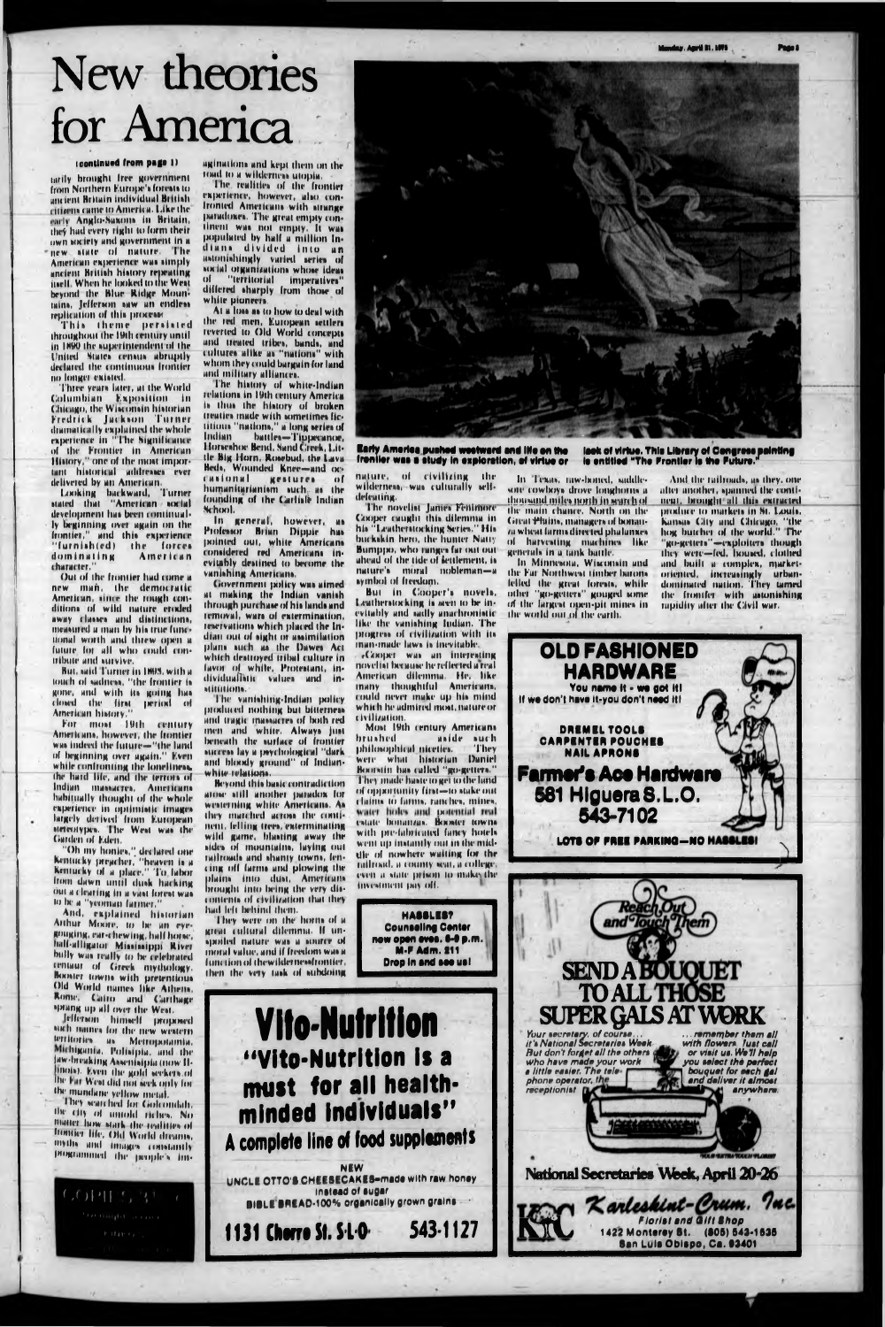# New theories for America

(continued from page 1)

tarily brought free government from Northern Europe's forests to ancient Britain individual British citizens came to America. Like the early Anglo-Saxons in Britain, they had every right to form their own society and government in a new state of nature. The American experience was simply ancient British history repeating itself. When he looked to the West beyond the Blue Ridge Mountains, Jefferson saw an endless replication of this process.

This theme persisted throughout the 19th century until in 1890 the superintendent of the United States census abruptly declared the continuous frontier no longer existed.

Three years later, at the World Columbian Exposition in Chicago, the Wisconsin historian Fredrick Jackson Turner dramatically explained the whole experience in "The Significance of the Frontier in American History," one of the most important historical addresses ever delivered by an American.

Looking backward, Turner stated that "American social development has been continually beginning over again on the frontier," and this experience "furnish(ed) the forces dominating American character."

Out of the frontier had come a new man, the democratic American, since the rough conditions of wild nature eroded away classes and distinctions, measured a man by his true functional worth and threw open a future for all who could contribute and survive.

But, said Turner in 1893, with a touch of sadness, "the frontier is gone, and with its going has closed the first period of American history."

For most 19th century Americans, however, the frontier was indeed the future—"the land of beginning over again." Even while confronting the loneliness, the hard life, and the terrors of Indian massacres, Americans habitually thought of the whole experience in optimistic images largely derived from European stereotypes. The West was the Garden of Eden.

"Oh my honies," declared one Kentucky preacher, "heaven is a Kentucky of a place." To labor from dawn until dusk hacking out a clearing in a vast forest was to be a "yeoman farmer."

And, explained historian Arthur Moore, to be an eye-gouging, ear-chewing, half horse, half-alligator Mississippi River bully was really to be celebrated centaur of Greek mythology. Booster towns with pretentious Old World names like Athens, Rome, Cairo and Carthage sprang up all over the West.

Jefferson himself proposed such names for the new western territories as Metropotamia, Michigania, Polisipia, and the jaw-breaking Assenisipia (now Illinois). Even the gold seekers of the Far West did not seek only for the mundane yellow metal.

They searched for Golconda, the city of untold riches. No matter how stark the realities of frontier life, Old World dreams, myths and images constantly programmed the people's imaginations and kept them on the road to a wilderness utopia.

The realities of the frontier experience, however, also confronted Americans with strange paradoxes. The great empty continent was not empty. It was populated by half a million Indians divided into an astonishingly varied series of social organizations whose ideas of "territorial imperatives" differed sharply from those of white pioneers.

At a loss as to how to deal with the red men, European settlers reverted to Old World concepts and treated tribes, bands, and cultures alike as "nations" with whom they could bargain for land and military alliances.

The history of white-Indian relations in 19th century America is thus the history of broken treaties made with sometimes fictitious "nations," a long series of Indian battles—Tippecanoe, Horseshoe Bend, Sand Creek, Little Big Horn, Rosebud, the Lava Beds, Wounded Knee—and occasional gestures of humanitarianism such as the founding of the Carlisle Indian School.

In general, however, as Professor Brian Dippie has pointed out, white Americans considered red Americans inevitably destined to become the vanishing Americans.

Government policy was aimed at making the Indian vanish through purchase of his lands and removal, wars of extermination, reservations which placed the Indian out of sight or assimilation plans such as the Dawes Act which destroyed tribal culture in favor of white, Protestant, individualistic values and institutions.

The vanishing-Indian policy produced nothing but bitterness and tragic massacres of both red men and white. Always just beneath the surface of frontier success lay a psychological "dark and bloody ground" of Indian-white relations.

Beyond this basic contradiction arose still another paradox for westerning white Americans. As they marched across the continent, felling trees, exterminating wild game, blasting away the sides of mountains, laying out railroads and shanty towns, fencing off farms and plowing the plains into dust, Americans brought into being the very discontents of civilization that they had left behind them.

They were on the horns of a great cultural dilemma. If unspoiled nature was a source of moral value, and if freedom was a function of the wilderness frontier, then the very task of subduing nature, of civilizing the wilderness, was culturally self-defeating.

The novelist James Fenimore Cooper caught this dilemma in his "Leatherstocking Series." His buckskin hero, the hunter Natty Bumppo, who ranges far out out ahead of the tide of settlement, is nature's moral nobleman—a symbol of freedom.

But in Cooper's novels, Leatherstocking is seen to be inevitably and sadly anachronistic like the vanishing Indian. The progress of civilization with its man-made laws is inevitable.

Cooper was an interesting novelist because he reflected a real American dilemma. He, like many thoughtful Americans, could never make up his mind which he admired most, nature or civilization.

Most 19th century Americans brushed aside such philosophical niceties. They were what historian Daniel Boorstin has called "go-getters." They made haste to get to the land of opportunity first—to stake out claims to farms, ranches, mines, water holes and potential real estate bonanzas. Booster towns with pre-fabricated fancy hotels went up instantly out in the middle of nowhere waiting for the railroad, a county seat, a college, even a state prison to make the investment pay off.

In Texas, raw-boned, saddle-sore cowboys drove longhorns a thousand miles north in search of the main chance. North on the Great Plains, managers of bonanza wheat farms directed phalanxes of harvesting machines like generals in a tank battle.

In Minnesota, Wisconsin and the Far Northwest timber barons felled the great forests, while other "go-getters" gouged some of the largest open-pit mines in the world out of the earth.

And the railroads, as they, one after another, spanned the continent, brought all this extracted produce to markets in St. Louis, Kansas City and Chicago, "the hog butcher of the world." The "go-getters"—exploiters though they were—fed, housed, clothed and built a complex, market-oriented, increasingly urban-dominated nation. They turned the frontier with astonishing rapidity after the Civil war.

Early America pushed westward and life on the frontier was a study in exploration, of virtue or lack of virtue. This Library of Congress painting is entitled "The Frontier is the Future."

**HASSLES?**
**Counseling Center**
**now open eves. 6-9 p.m.**
**M-F Adm. 211**
**Drop in and see us!**

**OLD FASHIONED HARDWARE**
You name it - we got it!
If we don't have it-you don't need it!

DREMEL TOOLS
CARPENTER POUCHES
NAIL APRONS

**Farmer's Ace Hardware**
**581 Higuera S.L.O.**
**543-7102**

LOTS OF FREE PARKING—NO HASSLES!

**Vito-Nutrition**

**"Vito-Nutrition is a must for all health-minded individuals"**

A complete line of food supplements

NEW
UNCLE OTTO'S CHEESECAKES—made with raw honey instead of sugar
BIBLE BREAD—100% organically grown grains

**1131 Chorro St. S-L-O 543-1127**

Reach Out and Touch Them

**SEND A BOUQUET TO ALL THOSE SUPER GALS AT WORK**

Your secretary, of course... it's National Secretaries Week. But don't forget all the others who have made your work a little easier. The telephone operator, the receptionist ...remember them all with flowers. Just call or visit us. We'll help you select the perfect bouquet for each gal and deliver it almost anywhere.

National Secretaries Week, April 20-26

**Karleskint-Crum, Inc.**
Florist and Gift Shop
1422 Monterey St. (805) 543-1535
San Luis Obispo, Ca. 93401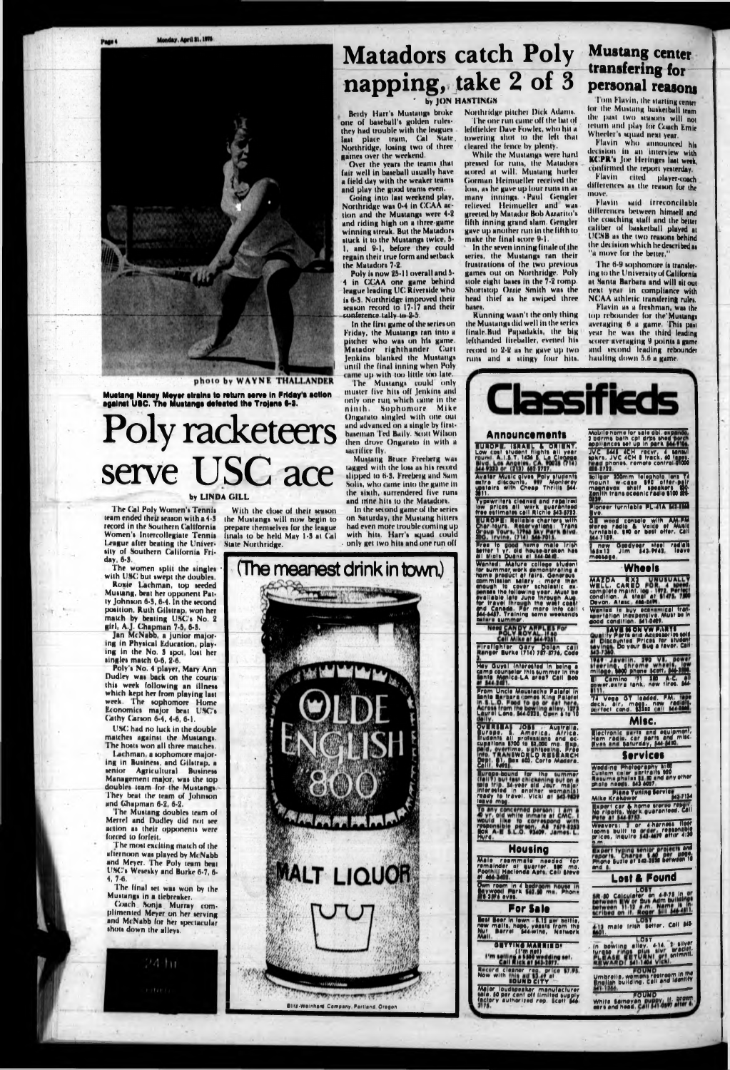# Matadors catch Poly napping, take 2 of 3

by JON HASTINGS

Berdy Harr's Mustangs broke one of baseball's golden rules—they had trouble with the leagues last place team, Cal State, Northridge, losing two of three games over the weekend.

Over the years the teams that fair well in baseball usually have a field day with the weaker teams and play the good teams even.

Going into last weekend play, Northridge was 0-4 in CCAA action and the Mustangs were 4-2 and riding high on a three-game winning streak. But the Matadors stuck it to the Mustangs twice, 5-1, and 9-1, before they could regain their true form and setback the Matadors 7-2.

Poly is now 25-11 overall and 5-4 in CCAA one game behind league leading UC Riverside who is 6-3. Northridge improved their season record to 17-17 and their conference tally to 2-5.

In the first game of the series on Friday, the Mustangs ran into a pitcher who was on his game. Matador righthander Curt Jenkins blanked the Mustangs until the final inning when Poly came up with too little too late.

The Mustangs could only muster five hits off Jenkins and only one run, which came in the ninth. Sophomore Mike Ongarato singled with one out and advanced on a single by first-baseman Ted Baily. Scott Wilson then drove Ongarato in with a sacrifice fly.

Mustang Bruce Freeberg was tagged with the loss as his record slipped to 6-3. Freeberg and Sam Solis, who came into the game in the sixth, surrendered five runs and nine hits to the Matadors.

In the second game of the series on Saturday, the Mustang hitters had even more trouble coming up with hits. Harr's squad could only get two hits and one run off Northridge pitcher Dick Adams.

The one run came off the bat of leftfielder Dave Fowler, who hit a towering shot to the left that cleared the fence by plenty.

While the Mustangs were hard pressed for runs, the Matadors scored at will. Mustang hurler Gorman Heimueller received the loss, as he gave up four runs in as many innings. Paul Gengler relieved Heimueller and was greeted by Matador Bob Azzarito's fifth inning grand slam. Gengler gave up another run in the fifth to make the final score 9-1.

In the seven inning finale of the series, the Mustangs ran their frustrations of the two previous games out on Northridge. Poly stole eight bases in the 7-2 romp. Shortstop Ozzie Smith was the head thief as he swiped three bases.

Running wasn't the only thing the Mustangs did well in the series finale. Bud Papadakis, the big lefthanded fireballer, evened his record to 2-2 as he gave up two runs and a stingy four hits.

# Mustang center transfering for personal reasons

Tom Flavin, the starting center for the Mustang basketball team the past two seasons will not return and play for Coach Ernie Wheeler's squad next year.

Flavin who announced his decision in an interview with KCPR's Joe Heringer last week, confirmed the report yesterday.

Flavin cited player-coach differences as the reason for the move.

Flavin said irreconcilable differences between himself and the coaching staff and the better caliber of basketball played at UCSB as the two reasons behind the decision which he described as "a move for the better."

The 6-9 sophomore is transfering to the University of California at Santa Barbara and will sit out next year in compliance with NCAA athletic transfering rules.

Flavin as a freshman, was the top rebounder for the Mustangs averaging 6 a game. This past year he was the third leading scorer averaging 9 points a game and second leading rebounder hauling down 5.6 a game.

photo by WAYNE THALLANDER

**Mustang Nancy Meyer strains to return serve in Friday's action against USC. The Mustangs defeated the Trojans 6-3.**

# Poly racketeers serve USC ace

by LINDA GILL

The Cal Poly Women's Tennis team ended their season with a 4-3 record in the Southern California Women's Intercollegiate Tennis League after beating the University of Southern California Friday, 6-3.

The women split the singles with USC but swept the doubles.

Rosie Lachman, top seeded Mustang, beat her opponent Patty Johnson 6-3, 6-4. In the second position, Ruth Gilstrap, won her match by beating USC's No. 2 girl, A.J. Chapman 7-5, 6-3.

Jan McNabb, a junior majoring in Physical Education, playing in the No. 3 spot, lost her singles match 0-6, 2-6.

Poly's No. 4 player, Mary Ann Dudley was back on the courts this week following an illness which kept her from playing last week. The sophomore Home Economics major beat USC's Cathy Carson 6-4, 4-6, 6-1.

USC had no luck in the double matches against the Mustangs. The hosts won all three matches.

Lachman, a sophomore majoring in Business, and Gilstrap, a senior Agricultural Business Management major, was the top doubles team for the Mustangs. They beat the team of Johnson and Chapman 6-2, 6-2.

The Mustang doubles team of Merrel and Dudley did not see action as their opponents were forced to forfeit.

The most exciting match of the afternoon was played by McNabb and Meyer. The Poly team beat USC's Wesesky and Burke 6-7, 6-4, 7-6.

The final set was won by the Mustangs in a tiebreaker.

Coach Sonja Murray complimented Meyer on her serving and McNabb for her spectacular shots down the alleys.

With the close of their season the Mustangs will now begin to prepare themselves for the league finals to be held May 1-3 at Cal State Northridge.

(The meanest drink in town.)

OLDE ENGLISH 800

MALT LIQUOR

Blitz-Weinhard Company, Portland, Oregon

# Classifieds

## Announcements

EUROPE, ISRAEL & ORIENT. Low cost student flights all year round. A.I.S.T. 1436 S. La Cienega Blvd. Los Angeles, CA 90035 (714) 544-0101 or (213) 652-2727.

Avalar Music gives Poly students extra discounts, 990 Monterey upstairs with Cheap Thrills 544-3611.

Typewriters cleaned and repaired low prices all work guaranteed free estimates call Richie 543-6723.

EUROPE: Reliable charters with Charteurs. Reservations: Trans Group Tours, 17745 Sky Park Blvd. 250, Irvine, (714) 546-7011.

Free to good home male Irish Setter 1 yr. old house-broken has all shots Duane at 544-0640.

Wanted: Mature college student for summer work demonstrating a home product at fairs. Generous commission salary - more than enough to cover scholastic expenses the following year. Must be available late June through Aug. for travel through the west coast and Canada. For more info call 544-6457. Training some weekends before summer.

Need 600 APPLES For POLY ROYAL 1150 Call Mike at 544-...

Firefighter Gary Dolan call Ranger Burke (714) 787-5776, Code ...

Hey Guys! Interested in being a camp counselor this summer in the Santa Monica-LA area? Call Bob at 544-2621.

From Uncle Moustache Palace in Santa Barbara comes King Falafel in S.L.O. Food to go or eat here. Across from the bowling alley. 1011 Laurel Lane, 544-0233. Open 5 to 10 ...

OVERSEAS JOBS - Australia, Europe, S. America, Africa. Students all professions and occupations $700 to $3,000 mo. Exp. paid, overtime, sightseeing. Free info. TRANSWORLD RESEARCH Dept. B1, Box 603, Corte Madera, CA 94925.

Europe-bound for the summer (fall?) but fast chickening out on a solo trip! 24-year old Jour major interested in another woman(s) ready to travel. Vicki at 543-9835 leave msg.

To any concerned person: I am a 20 yr. old white inmate at CMC. I would like to correspond with concerned person. # ... Box A-B S.L.O. 93409. James L. Hurd.

## Housing

Male roommate needed for remainder of quarter. $80 mo. Foothill Hacienda Apts. Call Steve at 544-3483.

Own room in 4 bedroom house in Baywood Park $62.50 mo. Phone 528-3974 eves.

## For Sale

Best Beer in town - 8.15 per bottle, wine malts, hops, yeasts from the Nut Barrel 544-wine, Network Mall.

GETTING MARRIED? (I'm not) I'm selling a $300 wedding set. Call Rick at 543-2877.

Record cleaner reg. price $7.95. Now with this ad $3.49 at SOUND CITY

Major loudspeaker manufacturer sells 50 per cent off limited supply factory authorized rep. Scott 544-3175.

Mobile home for sale dbl. expando, 2 bdrms bath cpt drps shed porch appliances set up in park 544-9166.

JVC 4445 4CH recvr, 4 sansui spkrs, JVC 4CH 8 track, 40 tapes, head phones, remote control $1000 528-2773.

Soligor 300mm telephoto lens T4 mount w-case $90 offer-pair megahavox shelf speakers $50. Zenith trans oceanic radio $100 ...

Pioneer turntable PL-41A 543-3542 eve.

GE wood console with AM-FM stereo radio & Voice of Music turntable. $40 or best offer. Call 544-7189.

2 new Goodyear steel radials 165x13 Jim 543-9443, leave message.

## Wheels

MAZDA RX2 UNUSUALLY WELL CARED FOR. 4 speed, complete maint. log - 1972. Perfect condition. A steal at $1475. Phone Devon, Atasc. 466-5499.

Wanted to buy economical transportation inexpensively. Must be in good condition. 541-0409.

HAVEN ON VW PARTS Quality Parts and Accessories sold at Discounted Prices for student budgets. Do your Bug a favor. Call 543-7380.

1967 Javelin, 290 V-8, power steering, chrome wheels, low mileage, $800 phone Scott 544-...

El Camino '71 ... good power astro tank, new tires. 544-...

'72 Vega GT loaded, FM, tape deck, air, mags, new radials, perfect cond. $2350 call 544-5460.

## Misc.

Electronic parts and equipment. Ham radio, car parts and misc. Eves and Saturday, 544-5490.

## Services

Wedding Photography $180. Custom color portraits $20. Resume photos $2.50 and any other photo needs. 543-6057.

Piano Tuning Service Mike Kreisher 543-7134

Expert car & home stereo repair. No ripoffs. Work guaranteed. Call Pete at 544-6763.

Weavers: 2 or 4-harness floor looms built to order, reasonable prices, inquire 543-4676 after 4:30 p.m.

Expert typing senior projects and reports. Charge 50¢ per page. Phone Suzie at 543-3526 between 10 and 5.

## Lost & Found

LOST SR-50 Calculator on 4-9-75 in or between BW or Bus Adm buildings between 11-12 a.m. Name is inscribed on it. Roger 541-...

LOST 2½ male Irish Setter. Call 543-6601.

LOST In bowling alley, 4-14, 2 silver turquoise rings plus silver bracelet. PLEASE return, great sentimental. REWARD! 541-1404 Vicki.

FOUND Umbrella, womens restroom in the English building. Call and identify 541-1364.

FOUND White Samoyed puppy. Lt. brown ears and head. Call 541-0491 after 6.